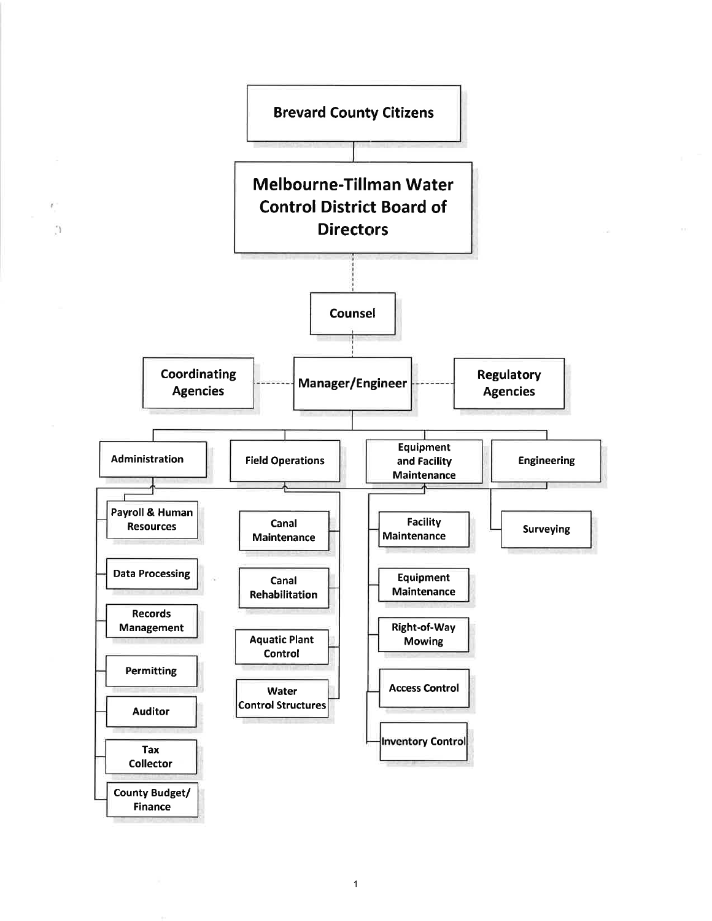- **Brevard County Citizens**
  - **Melbourne-Tillman Water Control District Board of Directors**
    - **Counsel**
      - **Manager/Engineer**
        - Coordinating Agencies
        - Regulatory Agencies
        - **Administration**
          - Payroll & Human Resources
          - Data Processing
          - Records Management
          - Permitting
          - Auditor
          - Tax Collector
          - County Budget/ Finance
        - **Field Operations**
          - Canal Maintenance
          - Canal Rehabilitation
          - Aquatic Plant Control
          - Water Control Structures
        - **Equipment and Facility Maintenance**
          - Facility Maintenance
          - Equipment Maintenance
          - Right-of-Way Mowing
          - Access Control
          - Inventory Control
        - **Engineering**
          - Surveying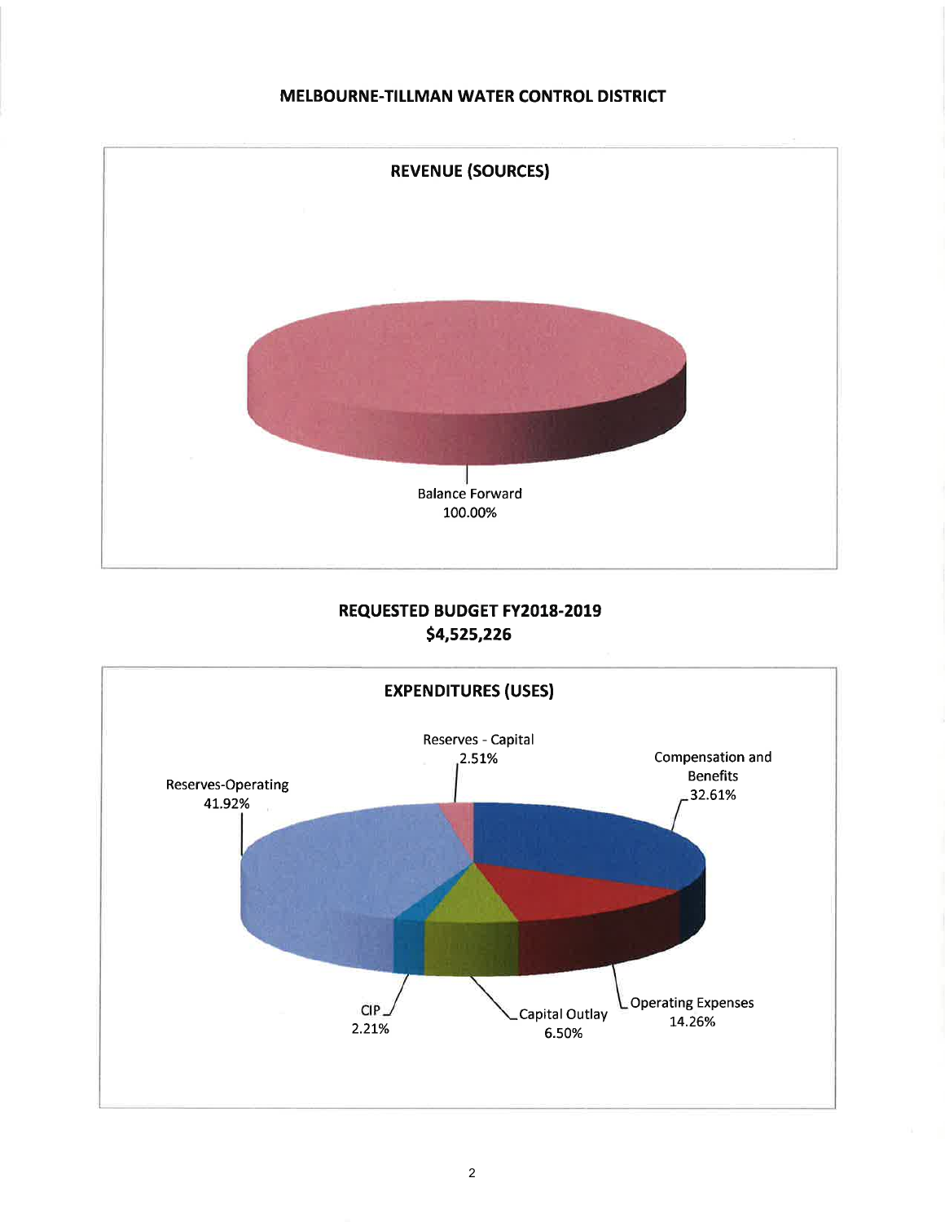# MELBOURNE-TILLMAN WATER CONTROL DISTRICT

## REVENUE (SOURCES)

Balance Forward
100.00%

## REQUESTED BUDGET FY2018-2019
## $4,525,226

## EXPENDITURES (USES)

Reserves - Capital
2.51%

Compensation and Benefits
32.61%

Reserves-Operating
41.92%

CIP
2.21%

Capital Outlay
6.50%

Operating Expenses
14.26%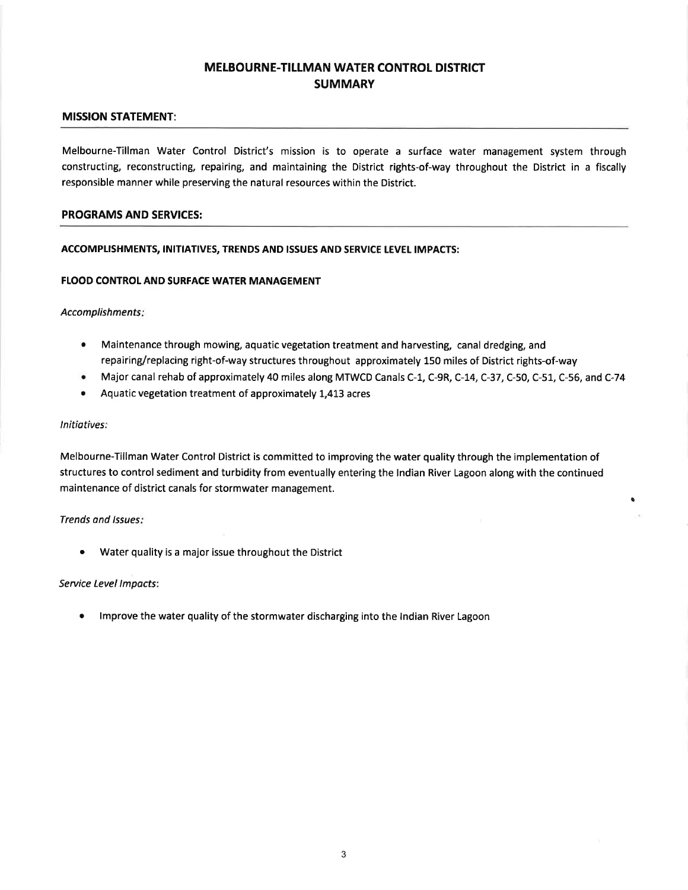# MELBOURNE-TILLMAN WATER CONTROL DISTRICT SUMMARY

## MISSION STATEMENT:

Melbourne-Tillman Water Control District's mission is to operate a surface water management system through constructing, reconstructing, repairing, and maintaining the District rights-of-way throughout the District in a fiscally responsible manner while preserving the natural resources within the District.

## PROGRAMS AND SERVICES:

### ACCOMPLISHMENTS, INITIATIVES, TRENDS AND ISSUES AND SERVICE LEVEL IMPACTS:

### FLOOD CONTROL AND SURFACE WATER MANAGEMENT

*Accomplishments:*

- Maintenance through mowing, aquatic vegetation treatment and harvesting, canal dredging, and repairing/replacing right-of-way structures throughout approximately 150 miles of District rights-of-way
- Major canal rehab of approximately 40 miles along MTWCD Canals C-1, C-9R, C-14, C-37, C-50, C-51, C-56, and C-74
- Aquatic vegetation treatment of approximately 1,413 acres

*Initiatives:*

Melbourne-Tillman Water Control District is committed to improving the water quality through the implementation of structures to control sediment and turbidity from eventually entering the Indian River Lagoon along with the continued maintenance of district canals for stormwater management.

*Trends and Issues:*

- Water quality is a major issue throughout the District

*Service Level Impacts:*

- Improve the water quality of the stormwater discharging into the Indian River Lagoon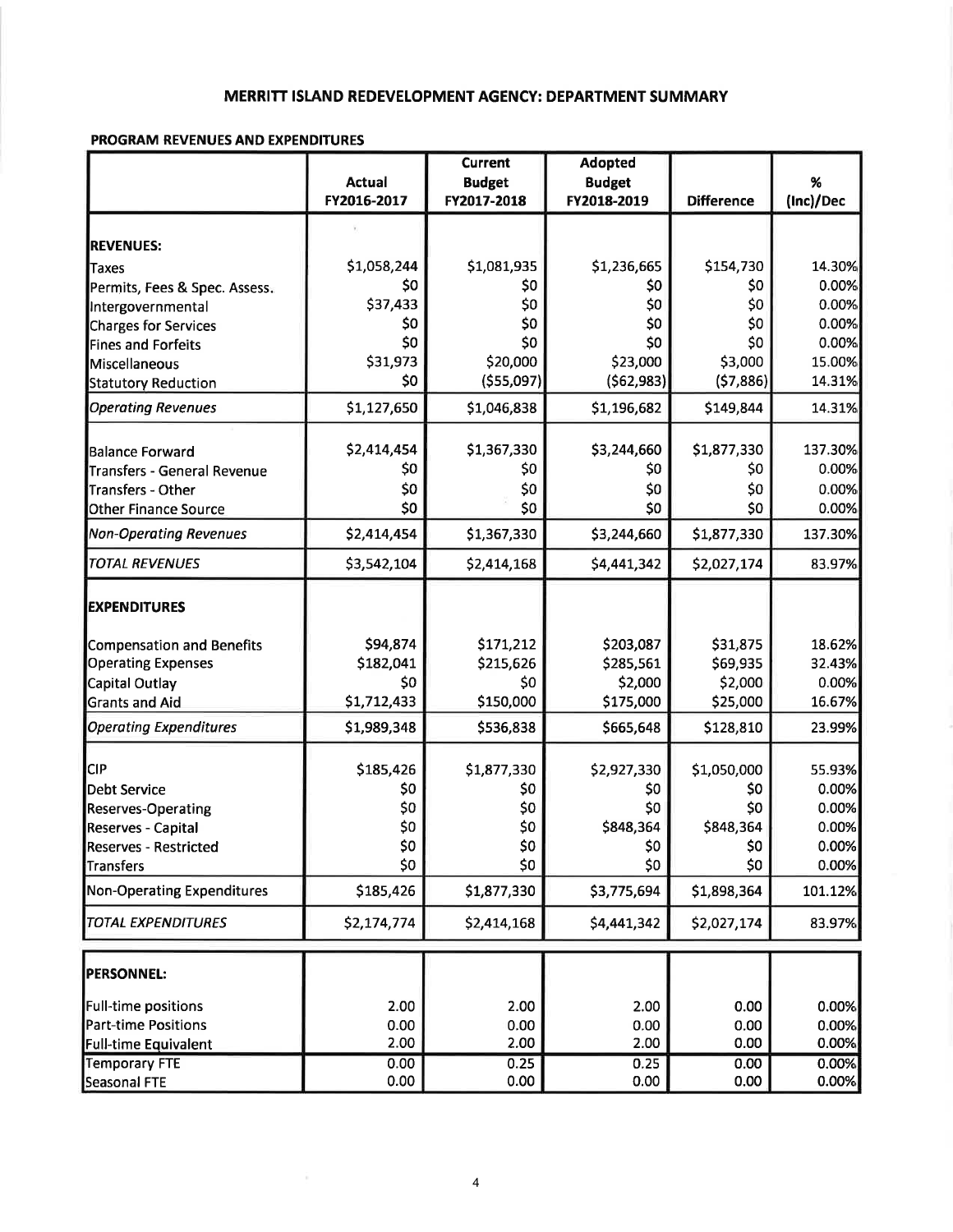# MERRITT ISLAND REDEVELOPMENT AGENCY: DEPARTMENT SUMMARY

## PROGRAM REVENUES AND EXPENDITURES

| | Actual FY2016-2017 | Current Budget FY2017-2018 | Adopted Budget FY2018-2019 | Difference | % (Inc)/Dec |
|---|---|---|---|---|---|
| **REVENUES:** | | | | | |
| Taxes | $1,058,244 | $1,081,935 | $1,236,665 | $154,730 | 14.30% |
| Permits, Fees & Spec. Assess. | $0 | $0 | $0 | $0 | 0.00% |
| Intergovernmental | $37,433 | $0 | $0 | $0 | 0.00% |
| Charges for Services | $0 | $0 | $0 | $0 | 0.00% |
| Fines and Forfeits | $0 | $0 | $0 | $0 | 0.00% |
| Miscellaneous | $31,973 | $20,000 | $23,000 | $3,000 | 15.00% |
| Statutory Reduction | $0 | ($55,097) | ($62,983) | ($7,886) | 14.31% |
| *Operating Revenues* | $1,127,650 | $1,046,838 | $1,196,682 | $149,844 | 14.31% |
| Balance Forward | $2,414,454 | $1,367,330 | $3,244,660 | $1,877,330 | 137.30% |
| Transfers - General Revenue | $0 | $0 | $0 | $0 | 0.00% |
| Transfers - Other | $0 | $0 | $0 | $0 | 0.00% |
| Other Finance Source | $0 | $0 | $0 | $0 | 0.00% |
| *Non-Operating Revenues* | $2,414,454 | $1,367,330 | $3,244,660 | $1,877,330 | 137.30% |
| *TOTAL REVENUES* | $3,542,104 | $2,414,168 | $4,441,342 | $2,027,174 | 83.97% |
| **EXPENDITURES** | | | | | |
| Compensation and Benefits | $94,874 | $171,212 | $203,087 | $31,875 | 18.62% |
| Operating Expenses | $182,041 | $215,626 | $285,561 | $69,935 | 32.43% |
| Capital Outlay | $0 | $0 | $2,000 | $2,000 | 0.00% |
| Grants and Aid | $1,712,433 | $150,000 | $175,000 | $25,000 | 16.67% |
| *Operating Expenditures* | $1,989,348 | $536,838 | $665,648 | $128,810 | 23.99% |
| CIP | $185,426 | $1,877,330 | $2,927,330 | $1,050,000 | 55.93% |
| Debt Service | $0 | $0 | $0 | $0 | 0.00% |
| Reserves-Operating | $0 | $0 | $0 | $0 | 0.00% |
| Reserves - Capital | $0 | $0 | $848,364 | $848,364 | 0.00% |
| Reserves - Restricted | $0 | $0 | $0 | $0 | 0.00% |
| Transfers | $0 | $0 | $0 | $0 | 0.00% |
| Non-Operating Expenditures | $185,426 | $1,877,330 | $3,775,694 | $1,898,364 | 101.12% |
| *TOTAL EXPENDITURES* | $2,174,774 | $2,414,168 | $4,441,342 | $2,027,174 | 83.97% |

| **PERSONNEL:** | | | | | |
|---|---|---|---|---|---|
| Full-time positions | 2.00 | 2.00 | 2.00 | 0.00 | 0.00% |
| Part-time Positions | 0.00 | 0.00 | 0.00 | 0.00 | 0.00% |
| Full-time Equivalent | 2.00 | 2.00 | 2.00 | 0.00 | 0.00% |
| Temporary FTE | 0.00 | 0.25 | 0.25 | 0.00 | 0.00% |
| Seasonal FTE | 0.00 | 0.00 | 0.00 | 0.00 | 0.00% |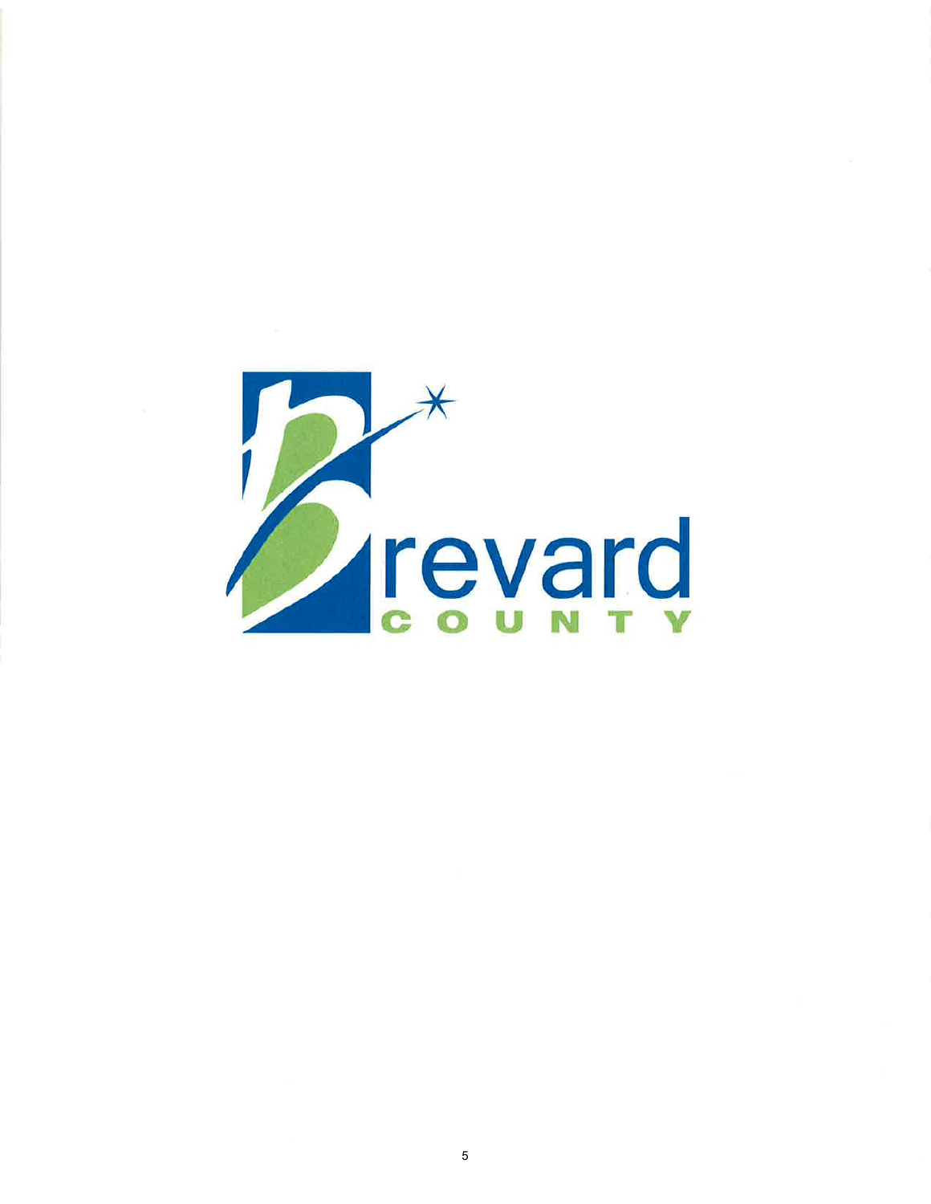Brevard

COUNTY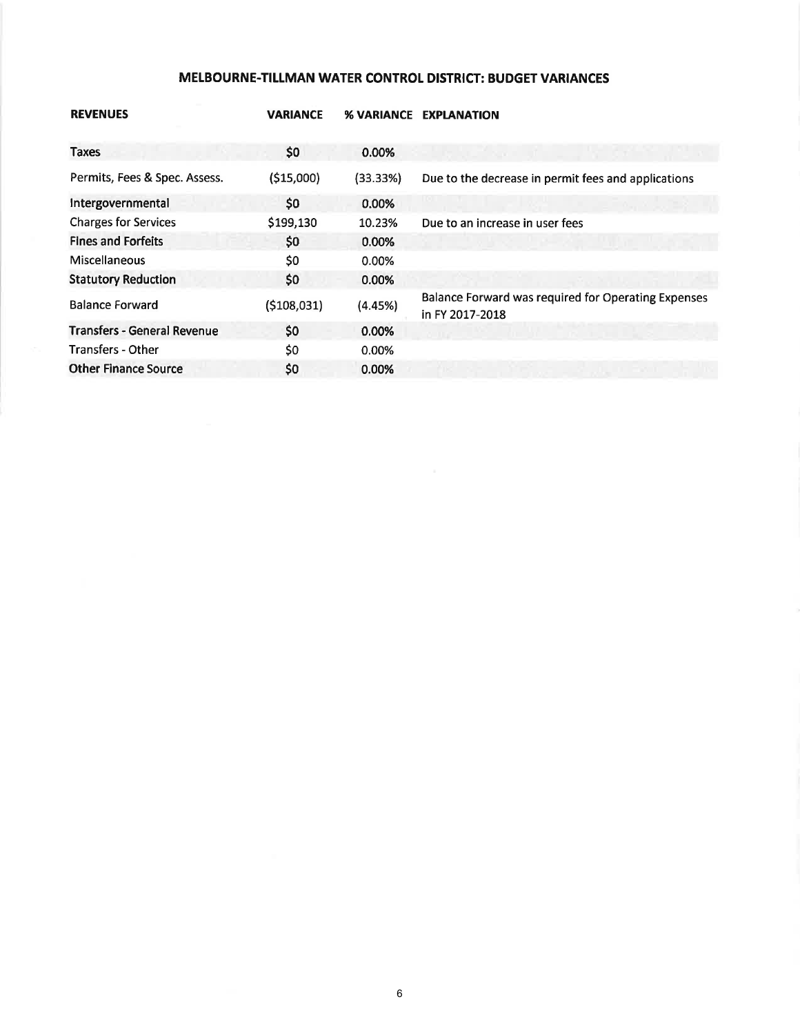## MELBOURNE-TILLMAN WATER CONTROL DISTRICT: BUDGET VARIANCES

| REVENUES | VARIANCE | % VARIANCE | EXPLANATION |
|---|---|---|---|
| **Taxes** | **$0** | **0.00%** | |
| Permits, Fees & Spec. Assess. | ($15,000) | (33.33%) | Due to the decrease in permit fees and applications |
| **Intergovernmental** | **$0** | **0.00%** | |
| Charges for Services | $199,130 | 10.23% | Due to an increase in user fees |
| **Fines and Forfeits** | **$0** | **0.00%** | |
| Miscellaneous | $0 | 0.00% | |
| **Statutory Reduction** | **$0** | **0.00%** | |
| Balance Forward | ($108,031) | (4.45%) | Balance Forward was required for Operating Expenses in FY 2017-2018 |
| **Transfers - General Revenue** | **$0** | **0.00%** | |
| Transfers - Other | $0 | 0.00% | |
| **Other Finance Source** | **$0** | **0.00%** | |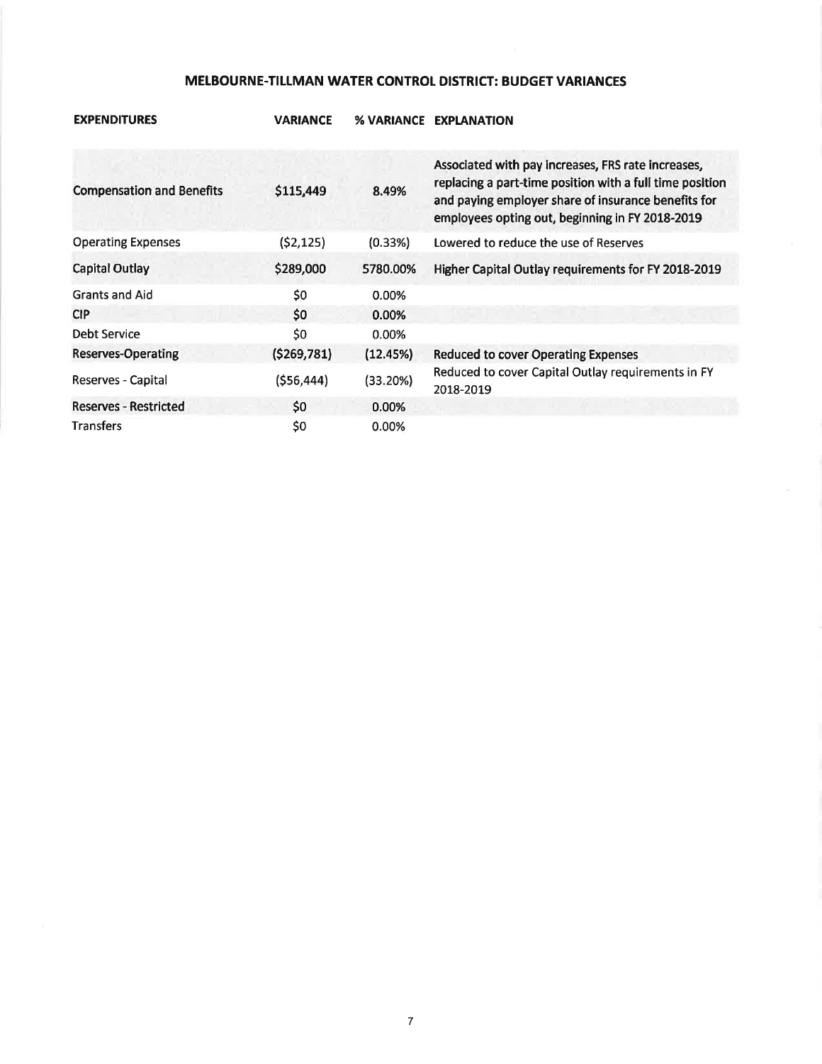## MELBOURNE-TILLMAN WATER CONTROL DISTRICT: BUDGET VARIANCES

| EXPENDITURES | VARIANCE | % VARIANCE | EXPLANATION |
|---|---|---|---|
| Compensation and Benefits | $115,449 | 8.49% | Associated with pay increases, FRS rate increases, replacing a part-time position with a full time position and paying employer share of insurance benefits for employees opting out, beginning in FY 2018-2019 |
| Operating Expenses | ($2,125) | (0.33%) | Lowered to reduce the use of Reserves |
| Capital Outlay | $289,000 | 5780.00% | Higher Capital Outlay requirements for FY 2018-2019 |
| Grants and Aid | $0 | 0.00% | |
| CIP | $0 | 0.00% | |
| Debt Service | $0 | 0.00% | |
| Reserves-Operating | ($269,781) | (12.45%) | Reduced to cover Operating Expenses |
| Reserves - Capital | ($56,444) | (33.20%) | Reduced to cover Capital Outlay requirements in FY 2018-2019 |
| Reserves - Restricted | $0 | 0.00% | |
| Transfers | $0 | 0.00% | |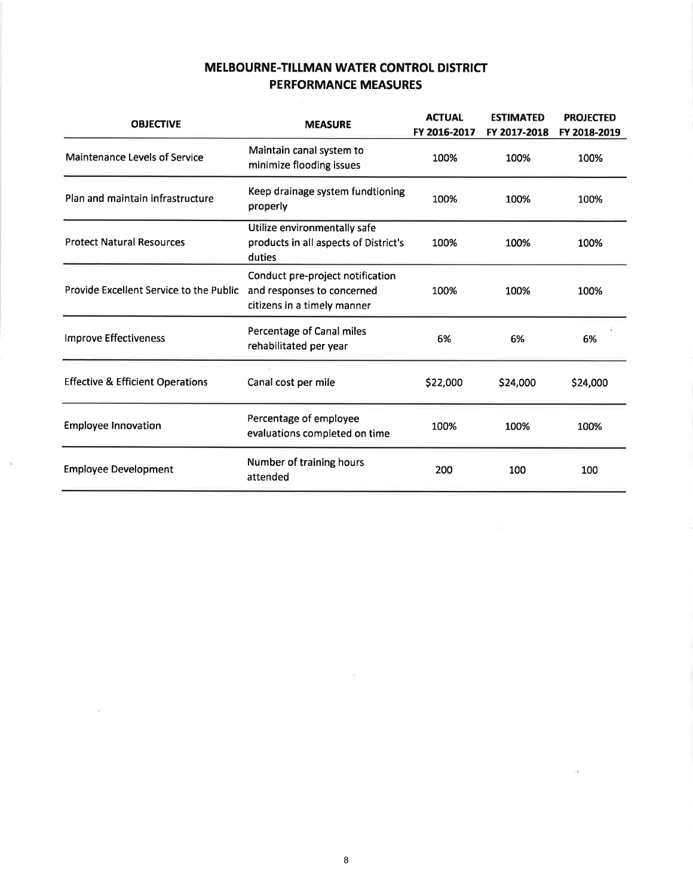# MELBOURNE-TILLMAN WATER CONTROL DISTRICT
## PERFORMANCE MEASURES

| OBJECTIVE | MEASURE | ACTUAL FY 2016-2017 | ESTIMATED FY 2017-2018 | PROJECTED FY 2018-2019 |
|---|---|---|---|---|
| Maintenance Levels of Service | Maintain canal system to minimize flooding issues | 100% | 100% | 100% |
| Plan and maintain infrastructure | Keep drainage system fundtioning properly | 100% | 100% | 100% |
| Protect Natural Resources | Utilize environmentally safe products in all aspects of District's duties | 100% | 100% | 100% |
| Provide Excellent Service to the Public | Conduct pre-project notification and responses to concerned citizens in a timely manner | 100% | 100% | 100% |
| Improve Effectiveness | Percentage of Canal miles rehabilitated per year | 6% | 6% | 6% |
| Effective & Efficient Operations | Canal cost per mile | $22,000 | $24,000 | $24,000 |
| Employee Innovation | Percentage of employee evaluations completed on time | 100% | 100% | 100% |
| Employee Development | Number of training hours attended | 200 | 100 | 100 |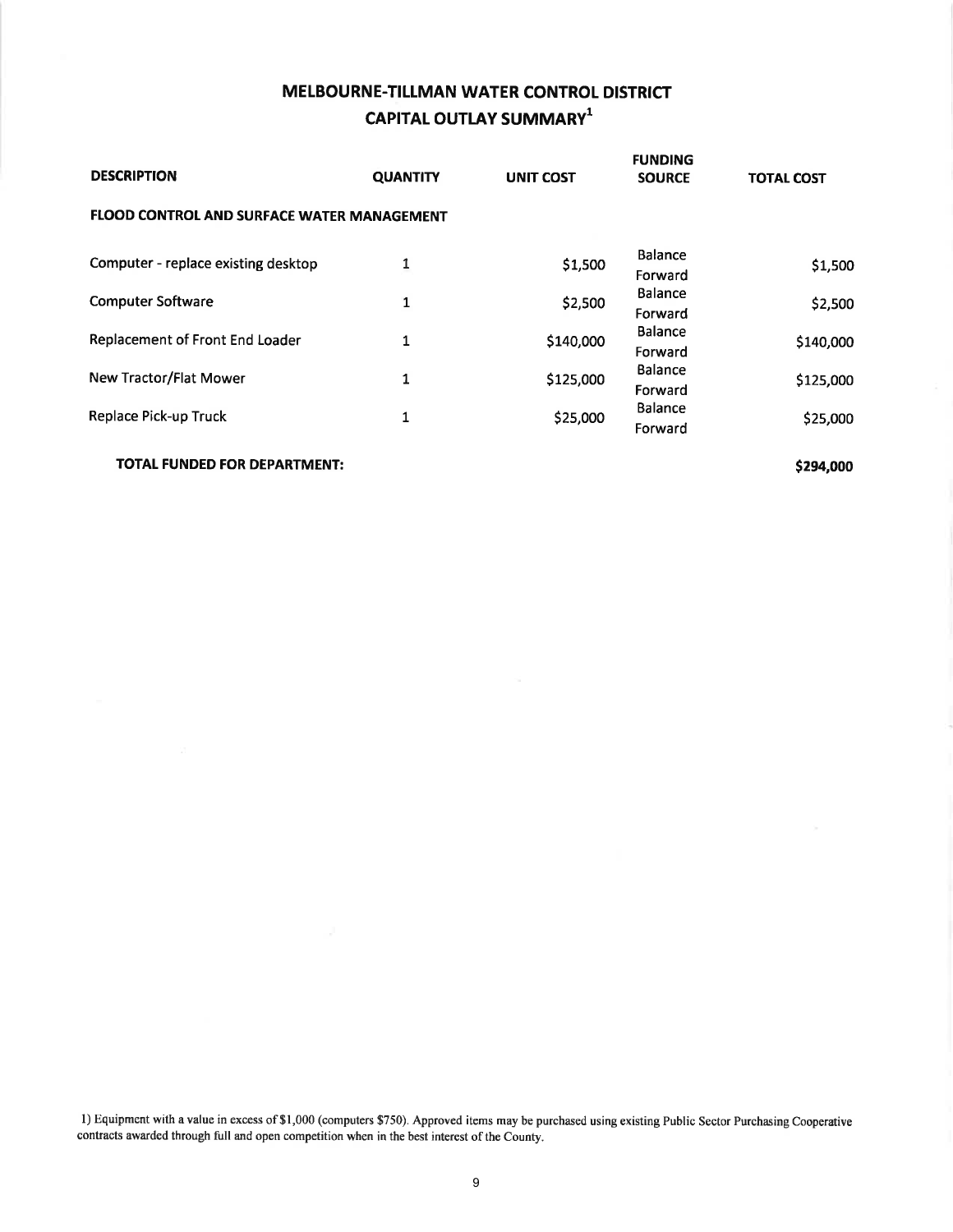# MELBOURNE-TILLMAN WATER CONTROL DISTRICT
## CAPITAL OUTLAY SUMMARY[1]

| DESCRIPTION | QUANTITY | UNIT COST | FUNDING SOURCE | TOTAL COST |
|---|---|---|---|---|
| **FLOOD CONTROL AND SURFACE WATER MANAGEMENT** | | | | |
| Computer - replace existing desktop | 1 | $1,500 | Balance Forward | $1,500 |
| Computer Software | 1 | $2,500 | Balance Forward | $2,500 |
| Replacement of Front End Loader | 1 | $140,000 | Balance Forward | $140,000 |
| New Tractor/Flat Mower | 1 | $125,000 | Balance Forward | $125,000 |
| Replace Pick-up Truck | 1 | $25,000 | Balance Forward | $25,000 |
| **TOTAL FUNDED FOR DEPARTMENT:** | | | | **$294,000** |

1) Equipment with a value in excess of $1,000 (computers $750). Approved items may be purchased using existing Public Sector Purchasing Cooperative contracts awarded through full and open competition when in the best interest of the County.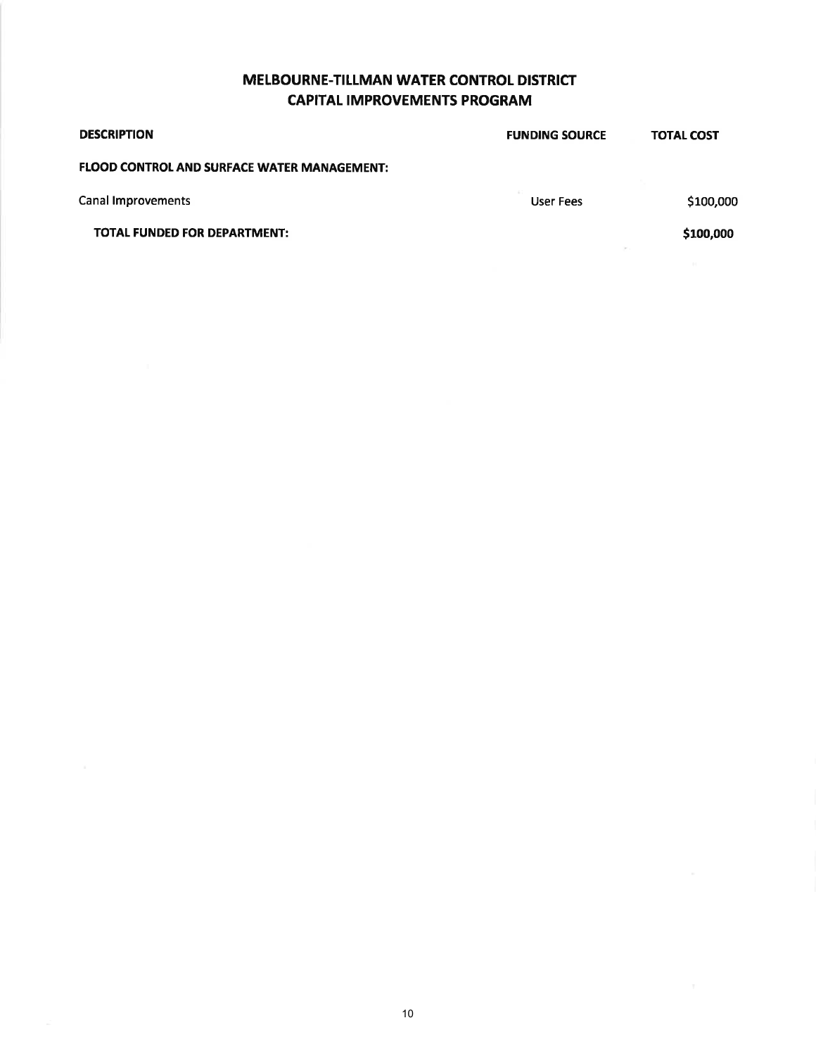# MELBOURNE-TILLMAN WATER CONTROL DISTRICT
## CAPITAL IMPROVEMENTS PROGRAM

| DESCRIPTION | FUNDING SOURCE | TOTAL COST |
|---|---|---|
| **FLOOD CONTROL AND SURFACE WATER MANAGEMENT:** | | |
| Canal Improvements | User Fees | $100,000 |
| **TOTAL FUNDED FOR DEPARTMENT:** | | **$100,000** |